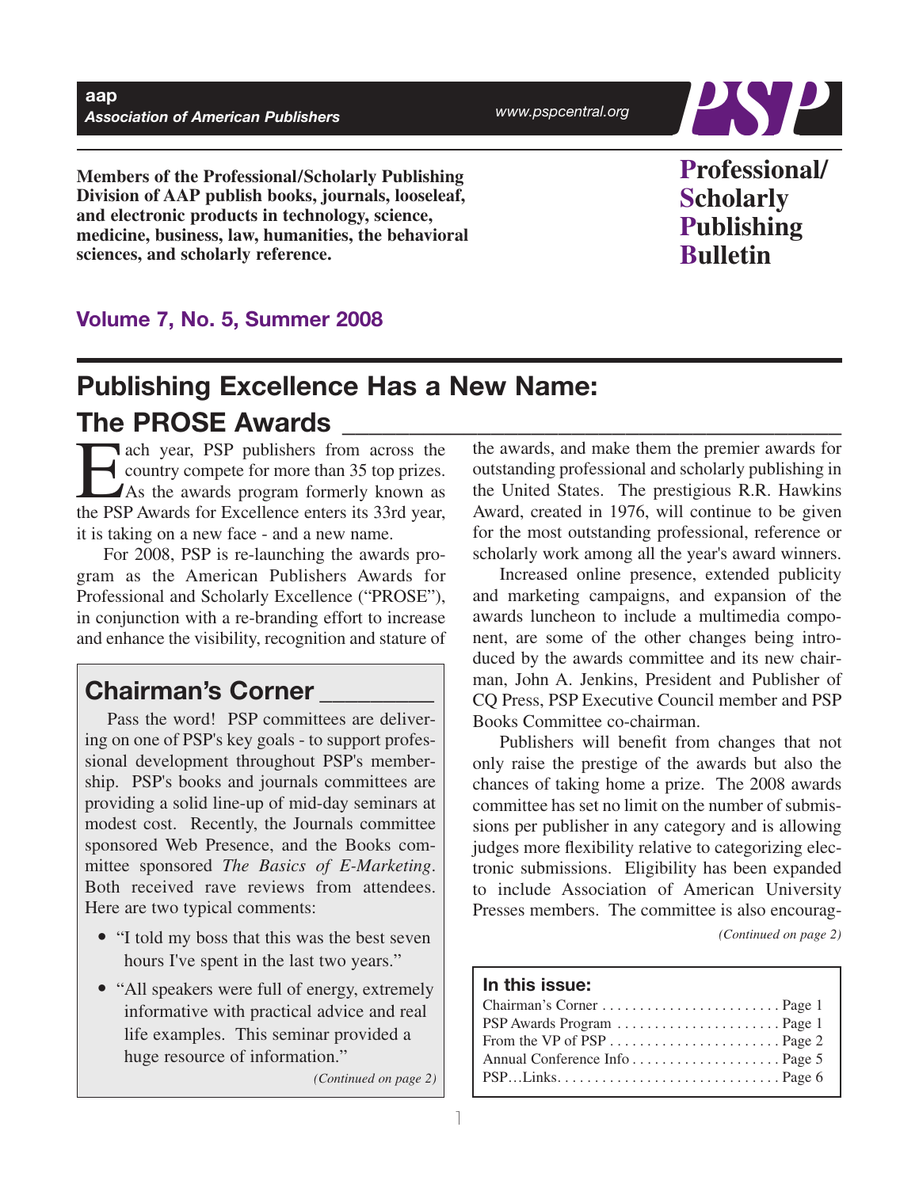aap
*Association of American Publishers*

www.pspcentral.org

PSP

**Members of the Professional/Scholarly Publishing Division of AAP publish books, journals, looseleaf, and electronic products in technology, science, medicine, business, law, humanities, the behavioral sciences, and scholarly reference.**

**Professional/ Scholarly Publishing Bulletin**

**Volume 7, No. 5, Summer 2008**

# Publishing Excellence Has a New Name: The PROSE Awards

Each year, PSP publishers from across the country compete for more than 35 top prizes. As the awards program formerly known as the PSP Awards for Excellence enters its 33rd year, it is taking on a new face - and a new name.

For 2008, PSP is re-launching the awards program as the American Publishers Awards for Professional and Scholarly Excellence ("PROSE"), in conjunction with a re-branding effort to increase and enhance the visibility, recognition and stature of the awards, and make them the premier awards for outstanding professional and scholarly publishing in the United States. The prestigious R.R. Hawkins Award, created in 1976, will continue to be given for the most outstanding professional, reference or scholarly work among all the year's award winners.

Increased online presence, extended publicity and marketing campaigns, and expansion of the awards luncheon to include a multimedia component, are some of the other changes being introduced by the awards committee and its new chairman, John A. Jenkins, President and Publisher of CQ Press, PSP Executive Council member and PSP Books Committee co-chairman.

Publishers will benefit from changes that not only raise the prestige of the awards but also the chances of taking home a prize. The 2008 awards committee has set no limit on the number of submissions per publisher in any category and is allowing judges more flexibility relative to categorizing electronic submissions. Eligibility has been expanded to include Association of American University Presses members. The committee is also encourag-

*(Continued on page 2)*

## Chairman's Corner

Pass the word! PSP committees are delivering on one of PSP's key goals - to support professional development throughout PSP's membership. PSP's books and journals committees are providing a solid line-up of mid-day seminars at modest cost. Recently, the Journals committee sponsored Web Presence, and the Books committee sponsored *The Basics of E-Marketing*. Both received rave reviews from attendees. Here are two typical comments:

- "I told my boss that this was the best seven hours I've spent in the last two years."
- "All speakers were full of energy, extremely informative with practical advice and real life examples. This seminar provided a huge resource of information."

*(Continued on page 2)*

**In this issue:**

Chairman's Corner . . . . . . . . . . Page 1
PSP Awards Program . . . . . . . . . . Page 1
From the VP of PSP . . . . . . . . . . Page 2
Annual Conference Info . . . . . . . . . . Page 5
PSP…Links. . . . . . . . . . Page 6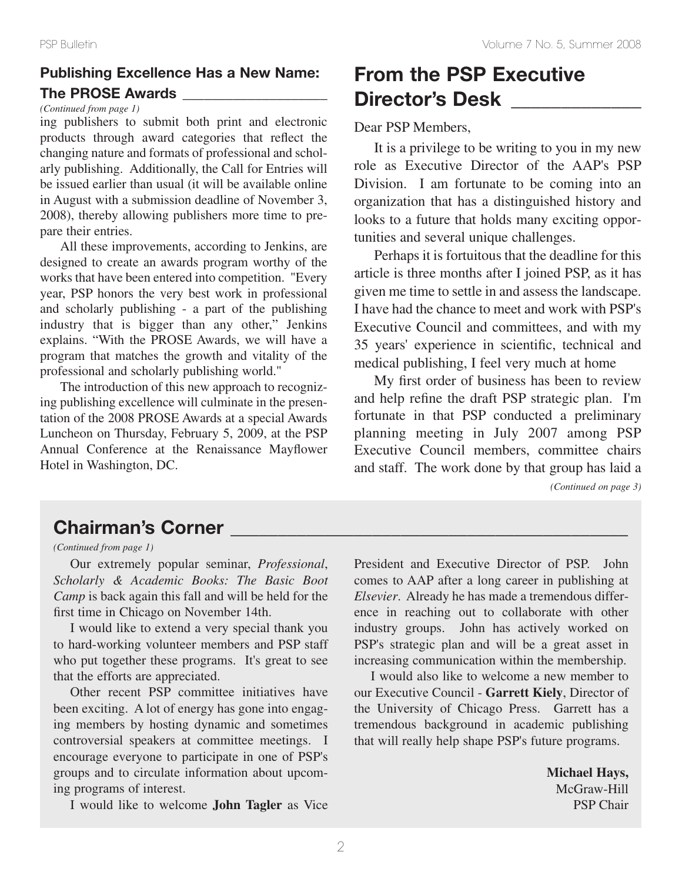## Publishing Excellence Has a New Name: The PROSE Awards

*(Continued from page 1)*

ing publishers to submit both print and electronic products through award categories that reflect the changing nature and formats of professional and scholarly publishing. Additionally, the Call for Entries will be issued earlier than usual (it will be available online in August with a submission deadline of November 3, 2008), thereby allowing publishers more time to prepare their entries.

All these improvements, according to Jenkins, are designed to create an awards program worthy of the works that have been entered into competition. "Every year, PSP honors the very best work in professional and scholarly publishing - a part of the publishing industry that is bigger than any other," Jenkins explains. "With the PROSE Awards, we will have a program that matches the growth and vitality of the professional and scholarly publishing world."

The introduction of this new approach to recognizing publishing excellence will culminate in the presentation of the 2008 PROSE Awards at a special Awards Luncheon on Thursday, February 5, 2009, at the PSP Annual Conference at the Renaissance Mayflower Hotel in Washington, DC.

## From the PSP Executive Director's Desk

Dear PSP Members,

It is a privilege to be writing to you in my new role as Executive Director of the AAP's PSP Division. I am fortunate to be coming into an organization that has a distinguished history and looks to a future that holds many exciting opportunities and several unique challenges.

Perhaps it is fortuitous that the deadline for this article is three months after I joined PSP, as it has given me time to settle in and assess the landscape. I have had the chance to meet and work with PSP's Executive Council and committees, and with my 35 years' experience in scientific, technical and medical publishing, I feel very much at home

My first order of business has been to review and help refine the draft PSP strategic plan. I'm fortunate in that PSP conducted a preliminary planning meeting in July 2007 among PSP Executive Council members, committee chairs and staff. The work done by that group has laid a

*(Continued on page 3)*

## Chairman's Corner

*(Continued from page 1)*

Our extremely popular seminar, *Professional, Scholarly & Academic Books: The Basic Boot Camp* is back again this fall and will be held for the first time in Chicago on November 14th.

I would like to extend a very special thank you to hard-working volunteer members and PSP staff who put together these programs. It's great to see that the efforts are appreciated.

Other recent PSP committee initiatives have been exciting. A lot of energy has gone into engaging members by hosting dynamic and sometimes controversial speakers at committee meetings. I encourage everyone to participate in one of PSP's groups and to circulate information about upcoming programs of interest.

I would like to welcome **John Tagler** as Vice President and Executive Director of PSP. John comes to AAP after a long career in publishing at *Elsevier*. Already he has made a tremendous difference in reaching out to collaborate with other industry groups. John has actively worked on PSP's strategic plan and will be a great asset in increasing communication within the membership.

I would also like to welcome a new member to our Executive Council - **Garrett Kiely**, Director of the University of Chicago Press. Garrett has a tremendous background in academic publishing that will really help shape PSP's future programs.

**Michael Hays,**
McGraw-Hill
PSP Chair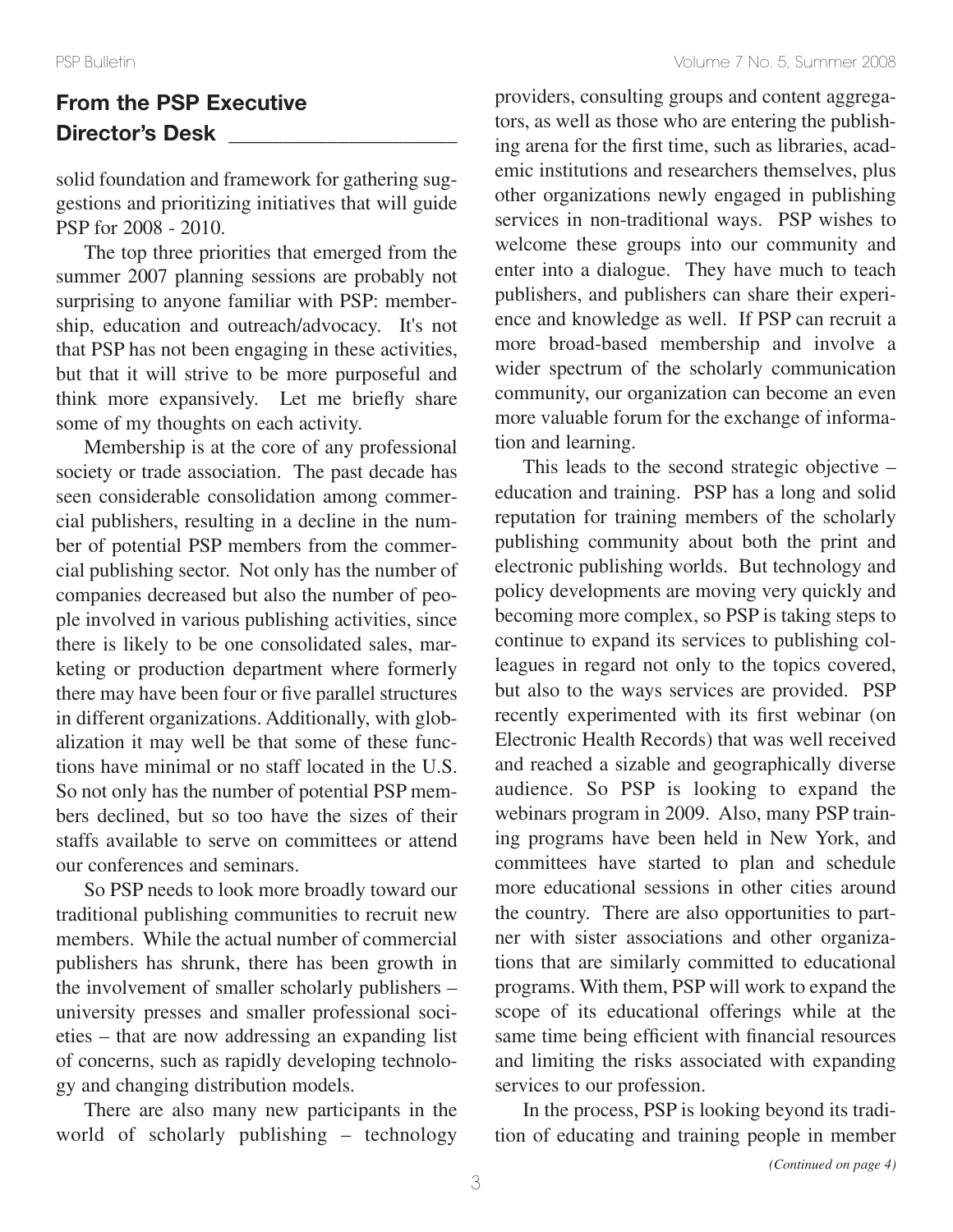## From the PSP Executive Director's Desk

solid foundation and framework for gathering suggestions and prioritizing initiatives that will guide PSP for 2008 - 2010.

The top three priorities that emerged from the summer 2007 planning sessions are probably not surprising to anyone familiar with PSP: membership, education and outreach/advocacy. It's not that PSP has not been engaging in these activities, but that it will strive to be more purposeful and think more expansively. Let me briefly share some of my thoughts on each activity.

Membership is at the core of any professional society or trade association. The past decade has seen considerable consolidation among commercial publishers, resulting in a decline in the number of potential PSP members from the commercial publishing sector. Not only has the number of companies decreased but also the number of people involved in various publishing activities, since there is likely to be one consolidated sales, marketing or production department where formerly there may have been four or five parallel structures in different organizations. Additionally, with globalization it may well be that some of these functions have minimal or no staff located in the U.S. So not only has the number of potential PSP members declined, but so too have the sizes of their staffs available to serve on committees or attend our conferences and seminars.

So PSP needs to look more broadly toward our traditional publishing communities to recruit new members. While the actual number of commercial publishers has shrunk, there has been growth in the involvement of smaller scholarly publishers – university presses and smaller professional societies – that are now addressing an expanding list of concerns, such as rapidly developing technology and changing distribution models.

There are also many new participants in the world of scholarly publishing – technology providers, consulting groups and content aggregators, as well as those who are entering the publishing arena for the first time, such as libraries, academic institutions and researchers themselves, plus other organizations newly engaged in publishing services in non-traditional ways. PSP wishes to welcome these groups into our community and enter into a dialogue. They have much to teach publishers, and publishers can share their experience and knowledge as well. If PSP can recruit a more broad-based membership and involve a wider spectrum of the scholarly communication community, our organization can become an even more valuable forum for the exchange of information and learning.

This leads to the second strategic objective – education and training. PSP has a long and solid reputation for training members of the scholarly publishing community about both the print and electronic publishing worlds. But technology and policy developments are moving very quickly and becoming more complex, so PSP is taking steps to continue to expand its services to publishing colleagues in regard not only to the topics covered, but also to the ways services are provided. PSP recently experimented with its first webinar (on Electronic Health Records) that was well received and reached a sizable and geographically diverse audience. So PSP is looking to expand the webinars program in 2009. Also, many PSP training programs have been held in New York, and committees have started to plan and schedule more educational sessions in other cities around the country. There are also opportunities to partner with sister associations and other organizations that are similarly committed to educational programs. With them, PSP will work to expand the scope of its educational offerings while at the same time being efficient with financial resources and limiting the risks associated with expanding services to our profession.

In the process, PSP is looking beyond its tradition of educating and training people in member

*(Continued on page 4)*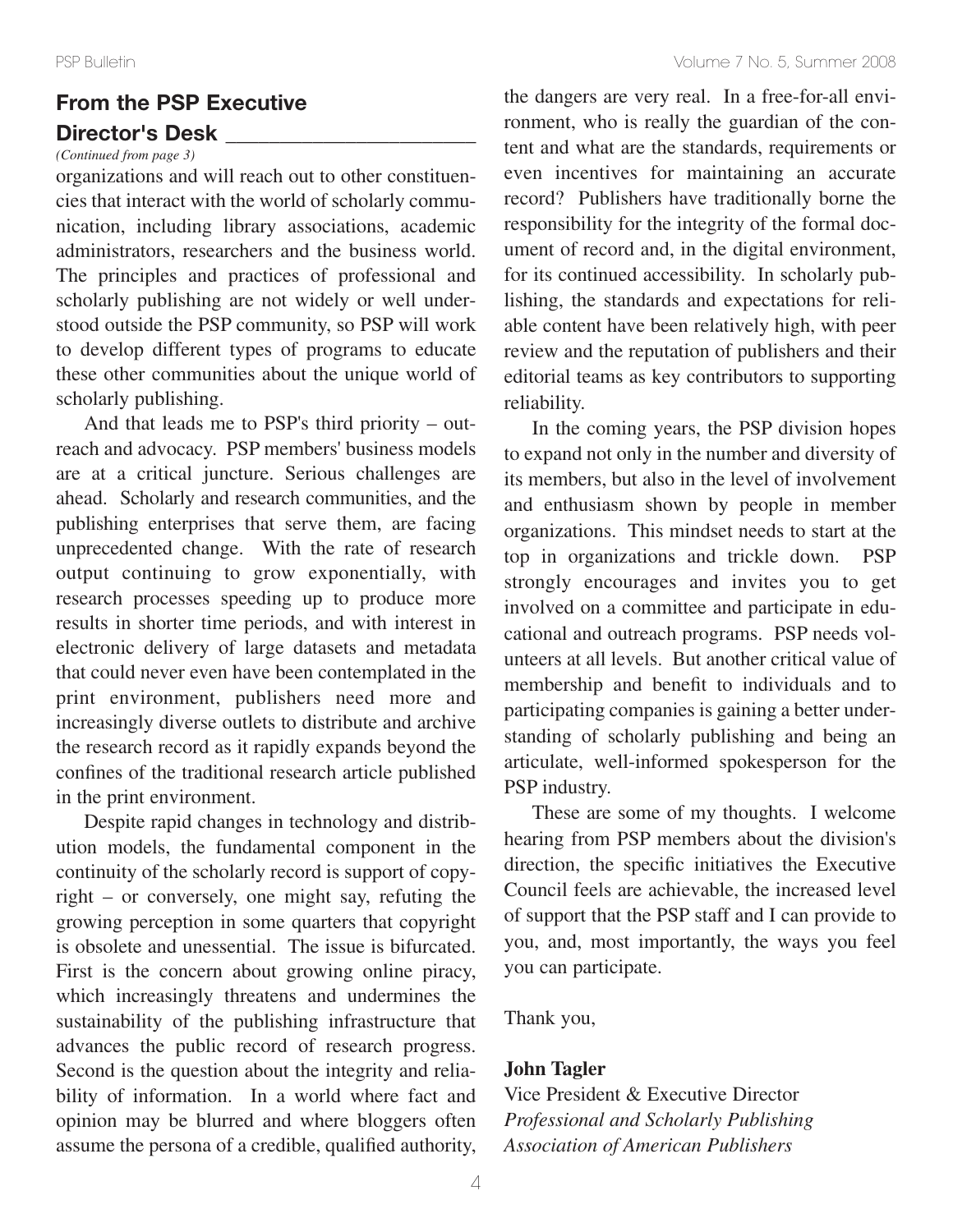## From the PSP Executive Director's Desk

*(Continued from page 3)*

organizations and will reach out to other constituencies that interact with the world of scholarly communication, including library associations, academic administrators, researchers and the business world. The principles and practices of professional and scholarly publishing are not widely or well understood outside the PSP community, so PSP will work to develop different types of programs to educate these other communities about the unique world of scholarly publishing.

And that leads me to PSP's third priority – outreach and advocacy. PSP members' business models are at a critical juncture. Serious challenges are ahead. Scholarly and research communities, and the publishing enterprises that serve them, are facing unprecedented change. With the rate of research output continuing to grow exponentially, with research processes speeding up to produce more results in shorter time periods, and with interest in electronic delivery of large datasets and metadata that could never even have been contemplated in the print environment, publishers need more and increasingly diverse outlets to distribute and archive the research record as it rapidly expands beyond the confines of the traditional research article published in the print environment.

Despite rapid changes in technology and distribution models, the fundamental component in the continuity of the scholarly record is support of copyright – or conversely, one might say, refuting the growing perception in some quarters that copyright is obsolete and unessential. The issue is bifurcated. First is the concern about growing online piracy, which increasingly threatens and undermines the sustainability of the publishing infrastructure that advances the public record of research progress. Second is the question about the integrity and reliability of information. In a world where fact and opinion may be blurred and where bloggers often assume the persona of a credible, qualified authority, the dangers are very real. In a free-for-all environment, who is really the guardian of the content and what are the standards, requirements or even incentives for maintaining an accurate record? Publishers have traditionally borne the responsibility for the integrity of the formal document of record and, in the digital environment, for its continued accessibility. In scholarly publishing, the standards and expectations for reliable content have been relatively high, with peer review and the reputation of publishers and their editorial teams as key contributors to supporting reliability.

In the coming years, the PSP division hopes to expand not only in the number and diversity of its members, but also in the level of involvement and enthusiasm shown by people in member organizations. This mindset needs to start at the top in organizations and trickle down. PSP strongly encourages and invites you to get involved on a committee and participate in educational and outreach programs. PSP needs volunteers at all levels. But another critical value of membership and benefit to individuals and to participating companies is gaining a better understanding of scholarly publishing and being an articulate, well-informed spokesperson for the PSP industry.

These are some of my thoughts. I welcome hearing from PSP members about the division's direction, the specific initiatives the Executive Council feels are achievable, the increased level of support that the PSP staff and I can provide to you, and, most importantly, the ways you feel you can participate.

Thank you,

**John Tagler**
Vice President & Executive Director
*Professional and Scholarly Publishing*
*Association of American Publishers*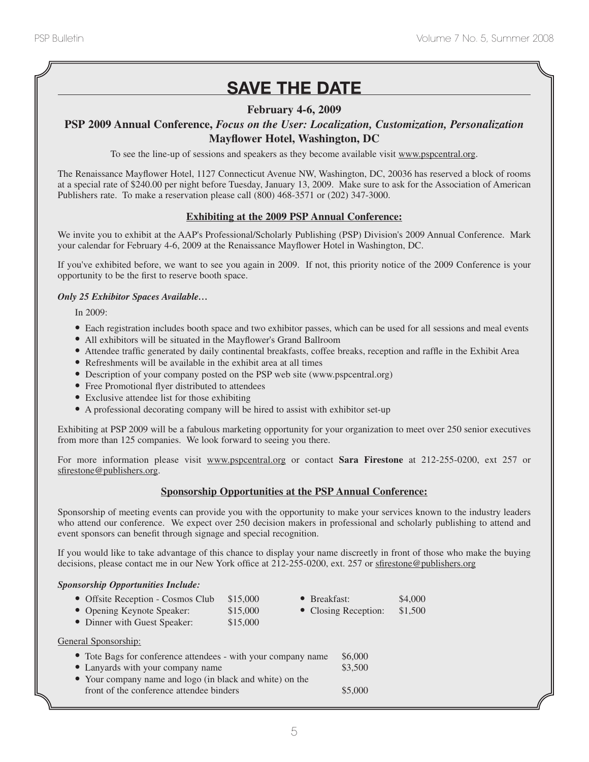# SAVE THE DATE

**February 4-6, 2009**

**PSP 2009 Annual Conference, *Focus on the User: Localization, Customization, Personalization***

**Mayflower Hotel, Washington, DC**

To see the line-up of sessions and speakers as they become available visit www.pspcentral.org.

The Renaissance Mayflower Hotel, 1127 Connecticut Avenue NW, Washington, DC, 20036 has reserved a block of rooms at a special rate of $240.00 per night before Tuesday, January 13, 2009. Make sure to ask for the Association of American Publishers rate. To make a reservation please call (800) 468-3571 or (202) 347-3000.

## Exhibiting at the 2009 PSP Annual Conference:

We invite you to exhibit at the AAP's Professional/Scholarly Publishing (PSP) Division's 2009 Annual Conference. Mark your calendar for February 4-6, 2009 at the Renaissance Mayflower Hotel in Washington, DC.

If you've exhibited before, we want to see you again in 2009. If not, this priority notice of the 2009 Conference is your opportunity to be the first to reserve booth space.

***Only 25 Exhibitor Spaces Available…***

In 2009:

- Each registration includes booth space and two exhibitor passes, which can be used for all sessions and meal events
- All exhibitors will be situated in the Mayflower's Grand Ballroom
- Attendee traffic generated by daily continental breakfasts, coffee breaks, reception and raffle in the Exhibit Area
- Refreshments will be available in the exhibit area at all times
- Description of your company posted on the PSP web site (www.pspcentral.org)
- Free Promotional flyer distributed to attendees
- Exclusive attendee list for those exhibiting
- A professional decorating company will be hired to assist with exhibitor set-up

Exhibiting at PSP 2009 will be a fabulous marketing opportunity for your organization to meet over 250 senior executives from more than 125 companies. We look forward to seeing you there.

For more information please visit www.pspcentral.org or contact **Sara Firestone** at 212-255-0200, ext 257 or sfirestone@publishers.org.

## Sponsorship Opportunities at the PSP Annual Conference:

Sponsorship of meeting events can provide you with the opportunity to make your services known to the industry leaders who attend our conference. We expect over 250 decision makers in professional and scholarly publishing to attend and event sponsors can benefit through signage and special recognition.

If you would like to take advantage of this chance to display your name discreetly in front of those who make the buying decisions, please contact me in our New York office at 212-255-0200, ext. 257 or sfirestone@publishers.org

***Sponsorship Opportunities Include:***

- Offsite Reception - Cosmos Club $15,000
- Opening Keynote Speaker: $15,000
- Dinner with Guest Speaker: $15,000
- Breakfast: $4,000
- Closing Reception: $1,500

General Sponsorship:

- Tote Bags for conference attendees - with your company name $6,000
- Lanyards with your company name $3,500
- Your company name and logo (in black and white) on the front of the conference attendee binders $5,000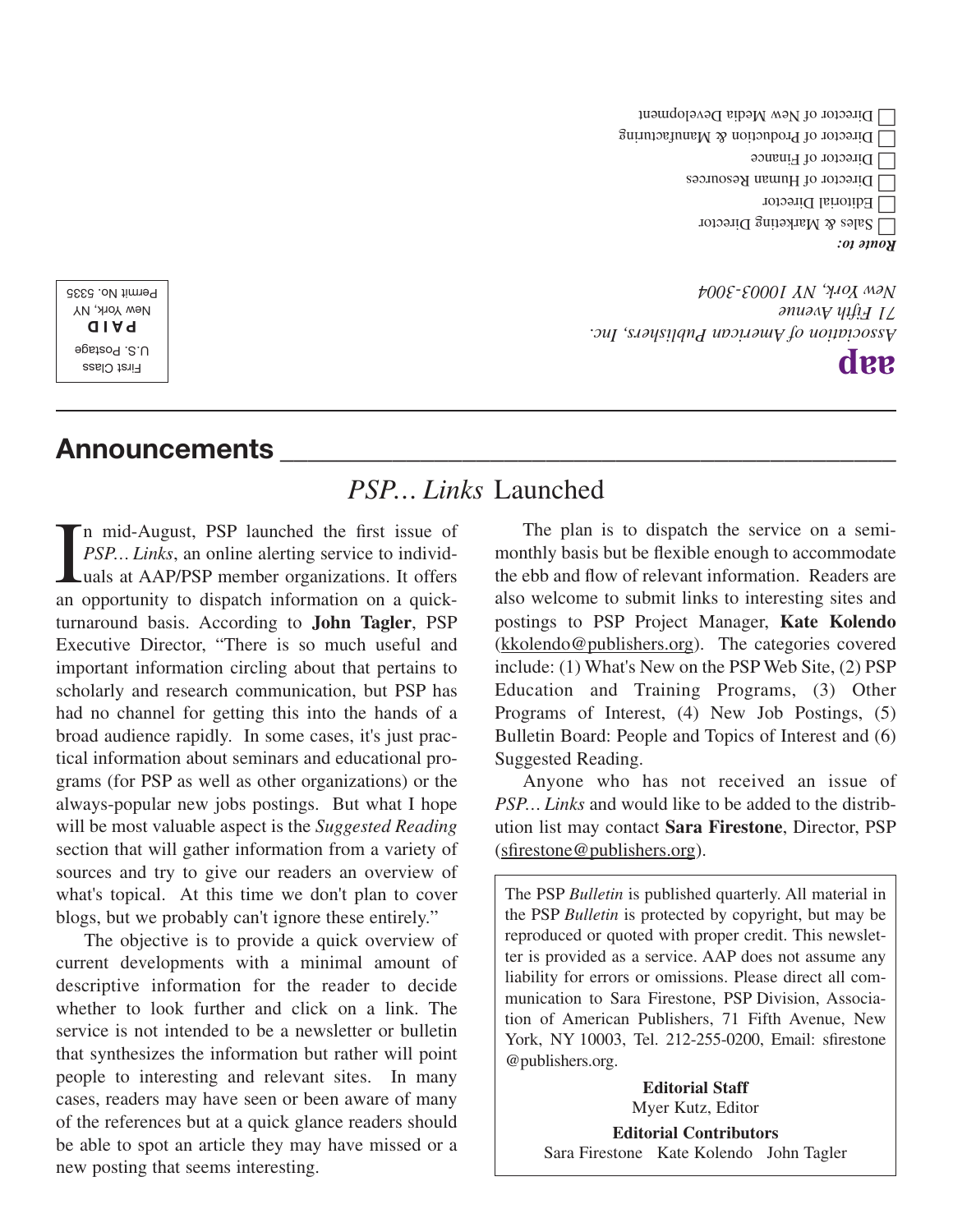aap

*Association of American Publishers, Inc.*
*71 Fifth Avenue*
*New York, NY 10003-3004*

***Route to:***

- ☐ Sales & Marketing Director
- ☐ Editorial Director
- ☐ Director of Human Resources
- ☐ Director of Finance
- ☐ Director of Production & Manufacturing
- ☐ Director of New Media Development

First Class
U.S. Postage
**PAID**
New York, NY
Permit No. 5335

## Announcements

### *PSP… Links* Launched

In mid-August, PSP launched the first issue of *PSP… Links*, an online alerting service to individuals at AAP/PSP member organizations. It offers an opportunity to dispatch information on a quick-turnaround basis. According to **John Tagler**, PSP Executive Director, "There is so much useful and important information circling about that pertains to scholarly and research communication, but PSP has had no channel for getting this into the hands of a broad audience rapidly. In some cases, it's just practical information about seminars and educational programs (for PSP as well as other organizations) or the always-popular new jobs postings. But what I hope will be most valuable aspect is the *Suggested Reading* section that will gather information from a variety of sources and try to give our readers an overview of what's topical. At this time we don't plan to cover blogs, but we probably can't ignore these entirely."

The objective is to provide a quick overview of current developments with a minimal amount of descriptive information for the reader to decide whether to look further and click on a link. The service is not intended to be a newsletter or bulletin that synthesizes the information but rather will point people to interesting and relevant sites. In many cases, readers may have seen or been aware of many of the references but at a quick glance readers should be able to spot an article they may have missed or a new posting that seems interesting.

The plan is to dispatch the service on a semi-monthly basis but be flexible enough to accommodate the ebb and flow of relevant information. Readers are also welcome to submit links to interesting sites and postings to PSP Project Manager, **Kate Kolendo** (kkolendo@publishers.org). The categories covered include: (1) What's New on the PSP Web Site, (2) PSP Education and Training Programs, (3) Other Programs of Interest, (4) New Job Postings, (5) Bulletin Board: People and Topics of Interest and (6) Suggested Reading.

Anyone who has not received an issue of *PSP… Links* and would like to be added to the distribution list may contact **Sara Firestone**, Director, PSP (sfirestone@publishers.org).

The PSP *Bulletin* is published quarterly. All material in the PSP *Bulletin* is protected by copyright, but may be reproduced or quoted with proper credit. This newsletter is provided as a service. AAP does not assume any liability for errors or omissions. Please direct all communication to Sara Firestone, PSP Division, Association of American Publishers, 71 Fifth Avenue, New York, NY 10003, Tel. 212-255-0200, Email: sfirestone @publishers.org.

**Editorial Staff**
Myer Kutz, Editor

**Editorial Contributors**
Sara Firestone   Kate Kolendo   John Tagler